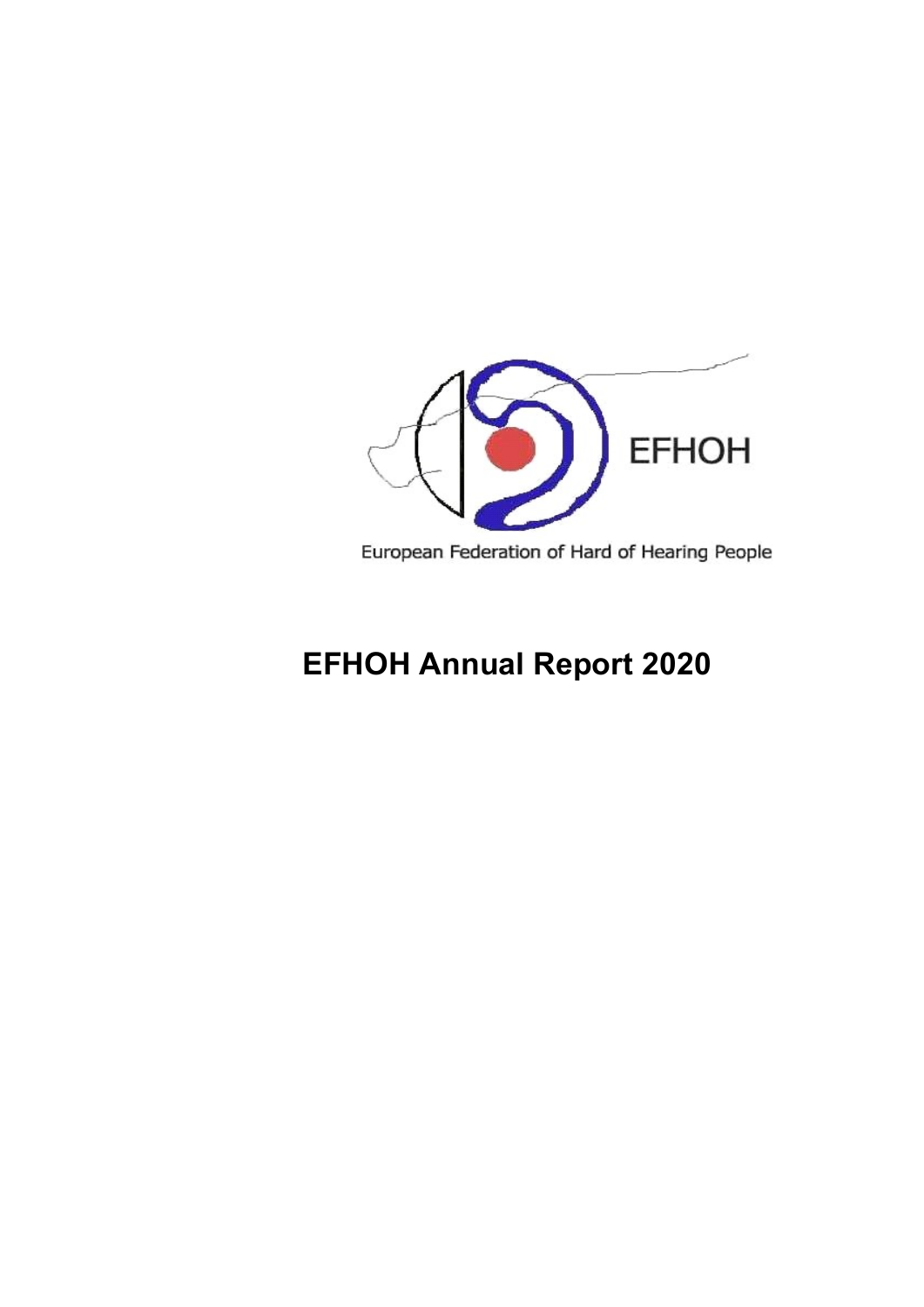EFHOH

European Federation of Hard of Hearing People

# EFHOH Annual Report 2020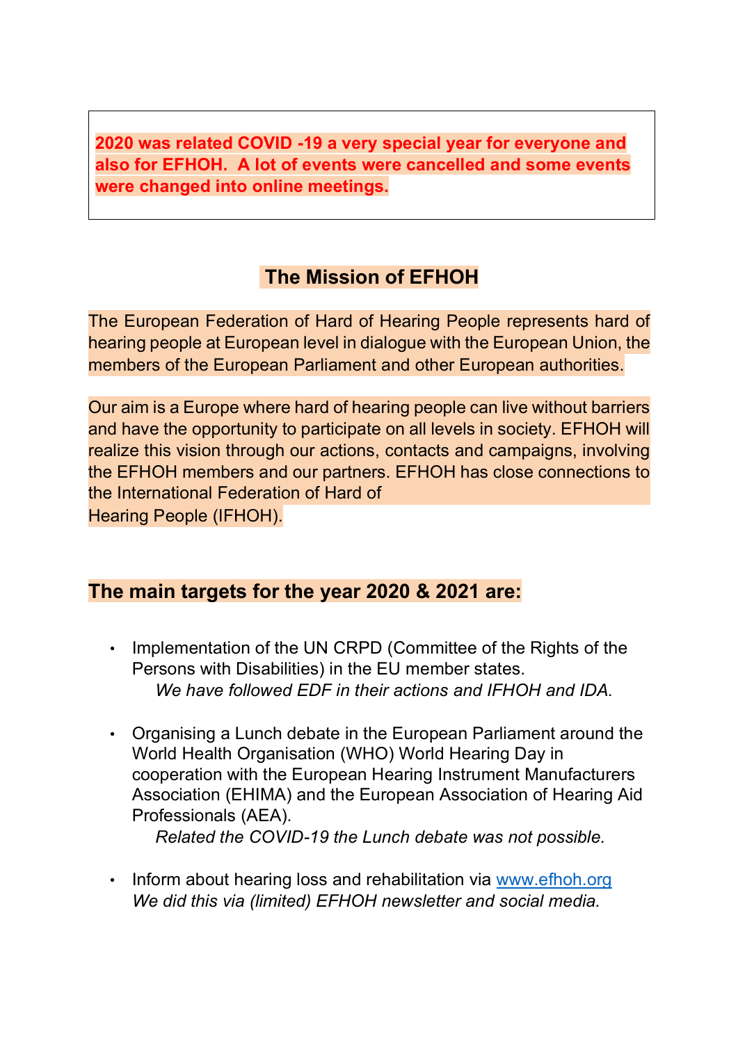**2020 was related COVID -19 a very special year for everyone and also for EFHOH. A lot of events were cancelled and some events were changed into online meetings.**

## The Mission of EFHOH

The European Federation of Hard of Hearing People represents hard of hearing people at European level in dialogue with the European Union, the members of the European Parliament and other European authorities.

Our aim is a Europe where hard of hearing people can live without barriers and have the opportunity to participate on all levels in society. EFHOH will realize this vision through our actions, contacts and campaigns, involving the EFHOH members and our partners. EFHOH has close connections to the International Federation of Hard of Hearing People (IFHOH).

## The main targets for the year 2020 & 2021 are:

- Implementation of the UN CRPD (Committee of the Rights of the Persons with Disabilities) in the EU member states.
  *We have followed EDF in their actions and IFHOH and IDA.*

- Organising a Lunch debate in the European Parliament around the World Health Organisation (WHO) World Hearing Day in cooperation with the European Hearing Instrument Manufacturers Association (EHIMA) and the European Association of Hearing Aid Professionals (AEA).
  *Related the COVID-19 the Lunch debate was not possible.*

- Inform about hearing loss and rehabilitation via [www.efhoh.org](http://www.efhoh.org)
  *We did this via (limited) EFHOH newsletter and social media.*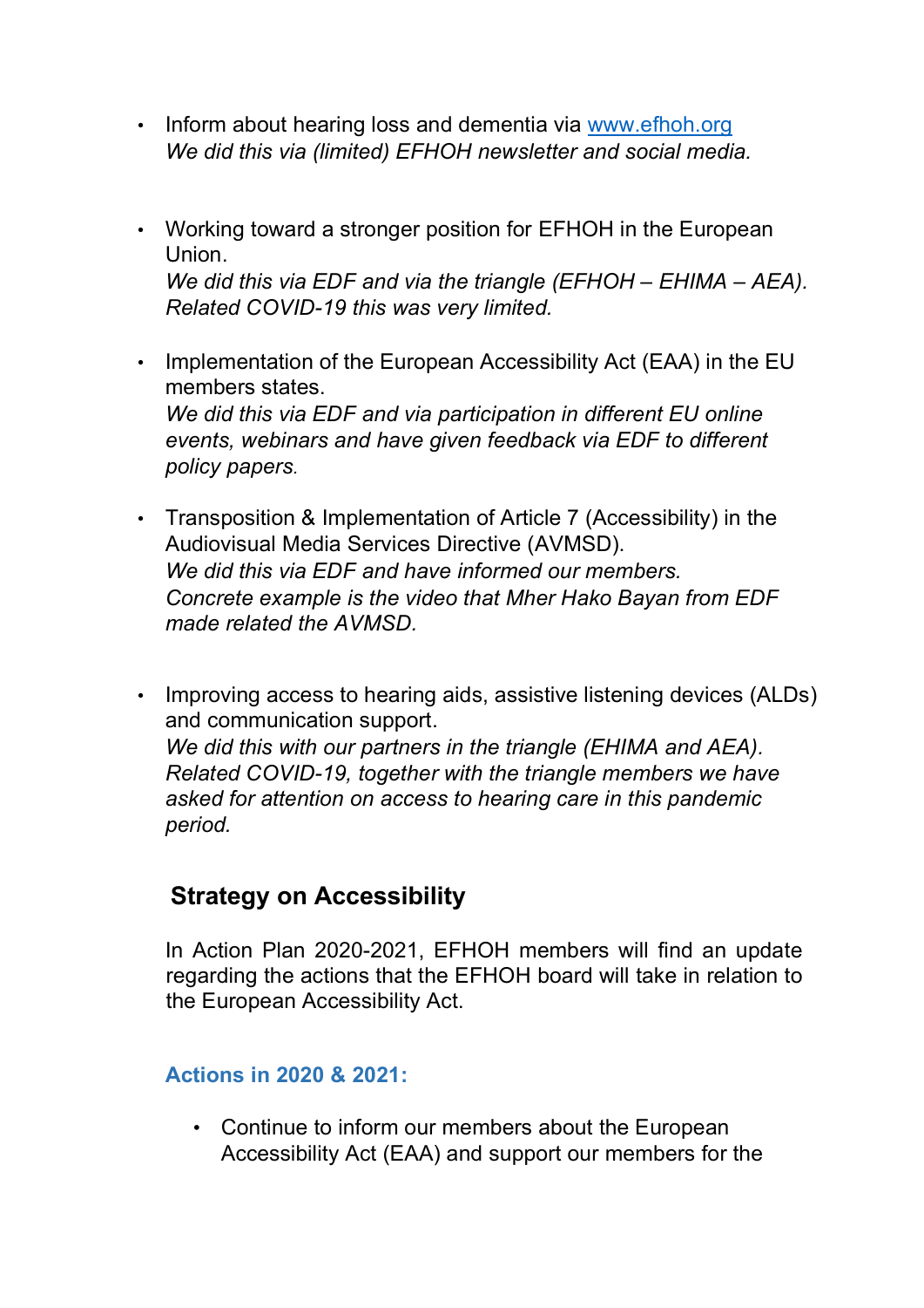- Inform about hearing loss and dementia via [www.efhoh.org](http://www.efhoh.org)
  *We did this via (limited) EFHOH newsletter and social media.*

- Working toward a stronger position for EFHOH in the European Union.
  *We did this via EDF and via the triangle (EFHOH – EHIMA – AEA). Related COVID-19 this was very limited.*

- Implementation of the European Accessibility Act (EAA) in the EU members states.
  *We did this via EDF and via participation in different EU online events, webinars and have given feedback via EDF to different policy papers.*

- Transposition & Implementation of Article 7 (Accessibility) in the Audiovisual Media Services Directive (AVMSD).
  *We did this via EDF and have informed our members. Concrete example is the video that Mher Hako Bayan from EDF made related the AVMSD.*

- Improving access to hearing aids, assistive listening devices (ALDs) and communication support.
  *We did this with our partners in the triangle (EHIMA and AEA). Related COVID-19, together with the triangle members we have asked for attention on access to hearing care in this pandemic period.*

## Strategy on Accessibility

In Action Plan 2020-2021, EFHOH members will find an update regarding the actions that the EFHOH board will take in relation to the European Accessibility Act.

### Actions in 2020 & 2021:

- Continue to inform our members about the European Accessibility Act (EAA) and support our members for the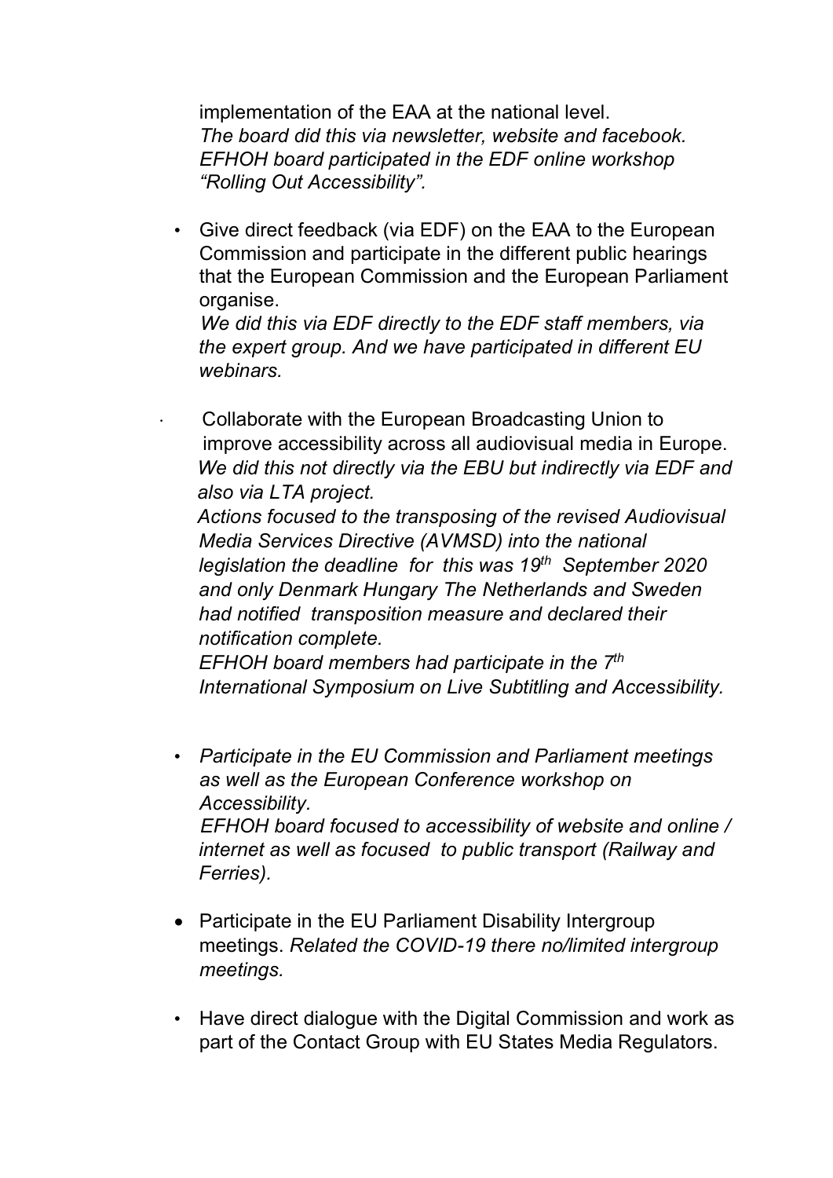implementation of the EAA at the national level.
*The board did this via newsletter, website and facebook.*
*EFHOH board participated in the EDF online workshop "Rolling Out Accessibility".*

- Give direct feedback (via EDF) on the EAA to the European Commission and participate in the different public hearings that the European Commission and the European Parliament organise.
  *We did this via EDF directly to the EDF staff members, via the expert group. And we have participated in different EU webinars.*

- Collaborate with the European Broadcasting Union to improve accessibility across all audiovisual media in Europe.
  *We did this not directly via the EBU but indirectly via EDF and also via LTA project.*
  *Actions focused to the transposing of the revised Audiovisual Media Services Directive (AVMSD) into the national legislation the deadline for this was 19th September 2020 and only Denmark Hungary The Netherlands and Sweden had notified transposition measure and declared their notification complete.*
  *EFHOH board members had participate in the 7th International Symposium on Live Subtitling and Accessibility.*

- *Participate in the EU Commission and Parliament meetings as well as the European Conference workshop on Accessibility.*
  *EFHOH board focused to accessibility of website and online / internet as well as focused to public transport (Railway and Ferries).*

- Participate in the EU Parliament Disability Intergroup meetings. *Related the COVID-19 there no/limited intergroup meetings.*

- Have direct dialogue with the Digital Commission and work as part of the Contact Group with EU States Media Regulators.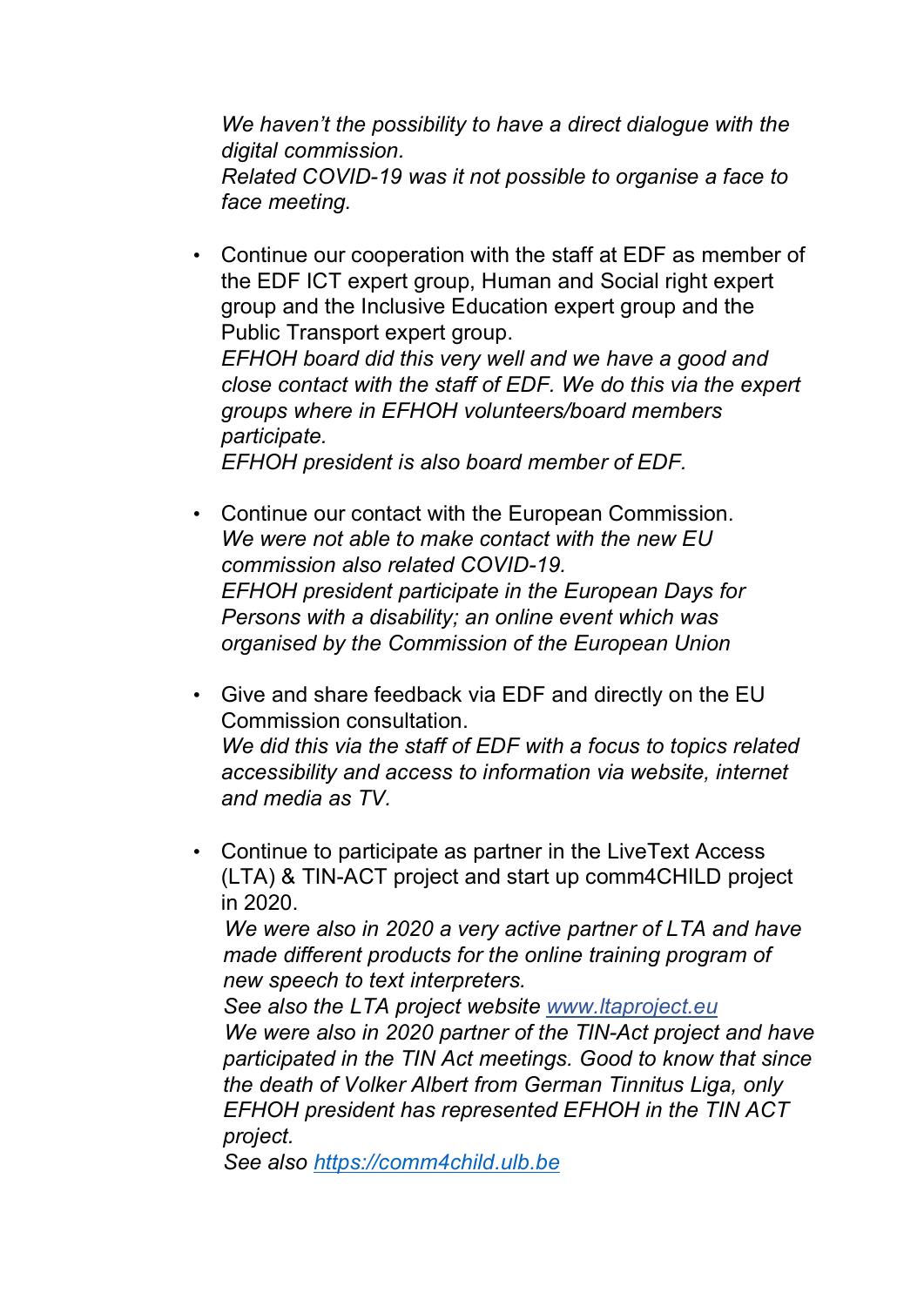*We haven't the possibility to have a direct dialogue with the digital commission.*
*Related COVID-19 was it not possible to organise a face to face meeting.*

- Continue our cooperation with the staff at EDF as member of the EDF ICT expert group, Human and Social right expert group and the Inclusive Education expert group and the Public Transport expert group.
  *EFHOH board did this very well and we have a good and close contact with the staff of EDF. We do this via the expert groups where in EFHOH volunteers/board members participate.*
  *EFHOH president is also board member of EDF.*

- Continue our contact with the European Commission.
  *We were not able to make contact with the new EU commission also related COVID-19.*
  *EFHOH president participate in the European Days for Persons with a disability; an online event which was organised by the Commission of the European Union*

- Give and share feedback via EDF and directly on the EU Commission consultation.
  *We did this via the staff of EDF with a focus to topics related accessibility and access to information via website, internet and media as TV.*

- Continue to participate as partner in the LiveText Access (LTA) & TIN-ACT project and start up comm4CHILD project in 2020.
  *We were also in 2020 a very active partner of LTA and have made different products for the online training program of new speech to text interpreters.*
  *See also the LTA project website [www.ltaproject.eu](www.ltaproject.eu)*
  *We were also in 2020 partner of the TIN-Act project and have participated in the TIN Act meetings. Good to know that since the death of Volker Albert from German Tinnitus Liga, only EFHOH president has represented EFHOH in the TIN ACT project.*
  *See also [https://comm4child.ulb.be](https://comm4child.ulb.be)*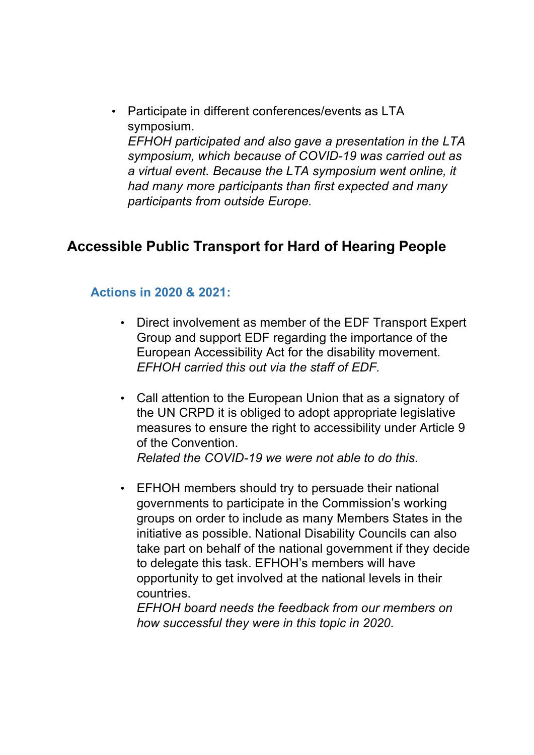- Participate in different conferences/events as LTA symposium.
  *EFHOH participated and also gave a presentation in the LTA symposium, which because of COVID-19 was carried out as a virtual event. Because the LTA symposium went online, it had many more participants than first expected and many participants from outside Europe.*

## Accessible Public Transport for Hard of Hearing People

### Actions in 2020 & 2021:

- Direct involvement as member of the EDF Transport Expert Group and support EDF regarding the importance of the European Accessibility Act for the disability movement.
  *EFHOH carried this out via the staff of EDF.*

- Call attention to the European Union that as a signatory of the UN CRPD it is obliged to adopt appropriate legislative measures to ensure the right to accessibility under Article 9 of the Convention.
  *Related the COVID-19 we were not able to do this.*

- EFHOH members should try to persuade their national governments to participate in the Commission's working groups on order to include as many Members States in the initiative as possible. National Disability Councils can also take part on behalf of the national government if they decide to delegate this task. EFHOH's members will have opportunity to get involved at the national levels in their countries.
  *EFHOH board needs the feedback from our members on how successful they were in this topic in 2020.*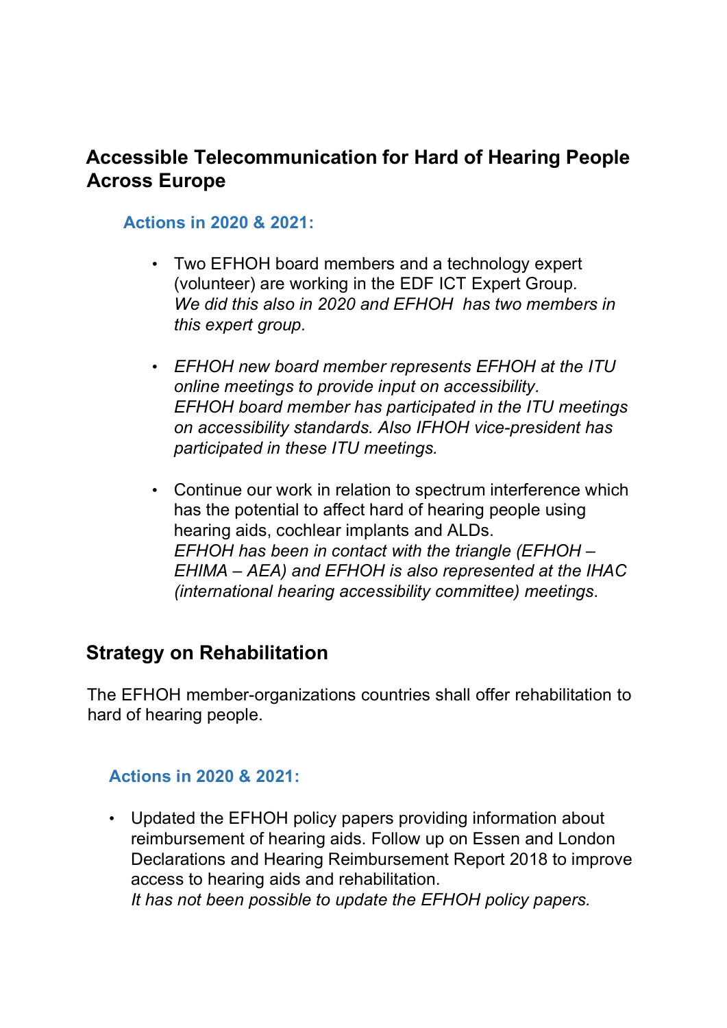## Accessible Telecommunication for Hard of Hearing People Across Europe

### Actions in 2020 & 2021:

- Two EFHOH board members and a technology expert (volunteer) are working in the EDF ICT Expert Group.
  *We did this also in 2020 and EFHOH has two members in this expert group.*

- *EFHOH new board member represents EFHOH at the ITU online meetings to provide input on accessibility.*
  *EFHOH board member has participated in the ITU meetings on accessibility standards. Also IFHOH vice-president has participated in these ITU meetings.*

- Continue our work in relation to spectrum interference which has the potential to affect hard of hearing people using hearing aids, cochlear implants and ALDs.
  *EFHOH has been in contact with the triangle (EFHOH – EHIMA – AEA) and EFHOH is also represented at the IHAC (international hearing accessibility committee) meetings*.

## Strategy on Rehabilitation

The EFHOH member-organizations countries shall offer rehabilitation to hard of hearing people.

### Actions in 2020 & 2021:

- Updated the EFHOH policy papers providing information about reimbursement of hearing aids. Follow up on Essen and London Declarations and Hearing Reimbursement Report 2018 to improve access to hearing aids and rehabilitation.
  *It has not been possible to update the EFHOH policy papers.*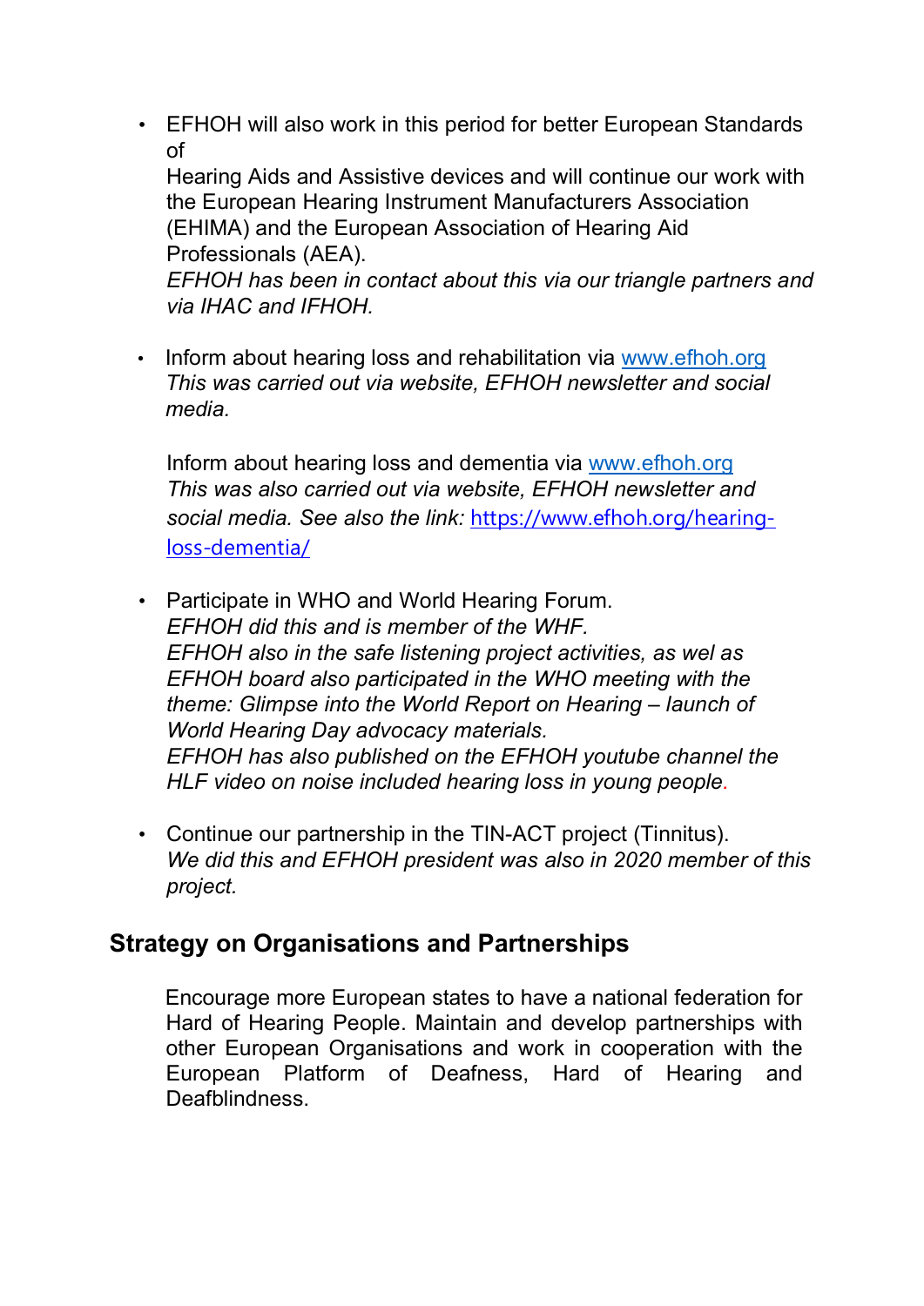- EFHOH will also work in this period for better European Standards of Hearing Aids and Assistive devices and will continue our work with the European Hearing Instrument Manufacturers Association (EHIMA) and the European Association of Hearing Aid Professionals (AEA).
  *EFHOH has been in contact about this via our triangle partners and via IHAC and IFHOH.*

- Inform about hearing loss and rehabilitation via [www.efhoh.org](www.efhoh.org)
  *This was carried out via website, EFHOH newsletter and social media.*

  Inform about hearing loss and dementia via [www.efhoh.org](www.efhoh.org)
  *This was also carried out via website, EFHOH newsletter and social media. See also the link:* [https://www.efhoh.org/hearing-loss-dementia/](https://www.efhoh.org/hearing-loss-dementia/)

- Participate in WHO and World Hearing Forum.
  *EFHOH did this and is member of the WHF.*
  *EFHOH also in the safe listening project activities, as wel as EFHOH board also participated in the WHO meeting with the theme: Glimpse into the World Report on Hearing – launch of World Hearing Day advocacy materials.*
  *EFHOH has also published on the EFHOH youtube channel the HLF video on noise included hearing loss in young people.*

- Continue our partnership in the TIN-ACT project (Tinnitus).
  *We did this and EFHOH president was also in 2020 member of this project.*

## Strategy on Organisations and Partnerships

Encourage more European states to have a national federation for Hard of Hearing People. Maintain and develop partnerships with other European Organisations and work in cooperation with the European Platform of Deafness, Hard of Hearing and Deafblindness.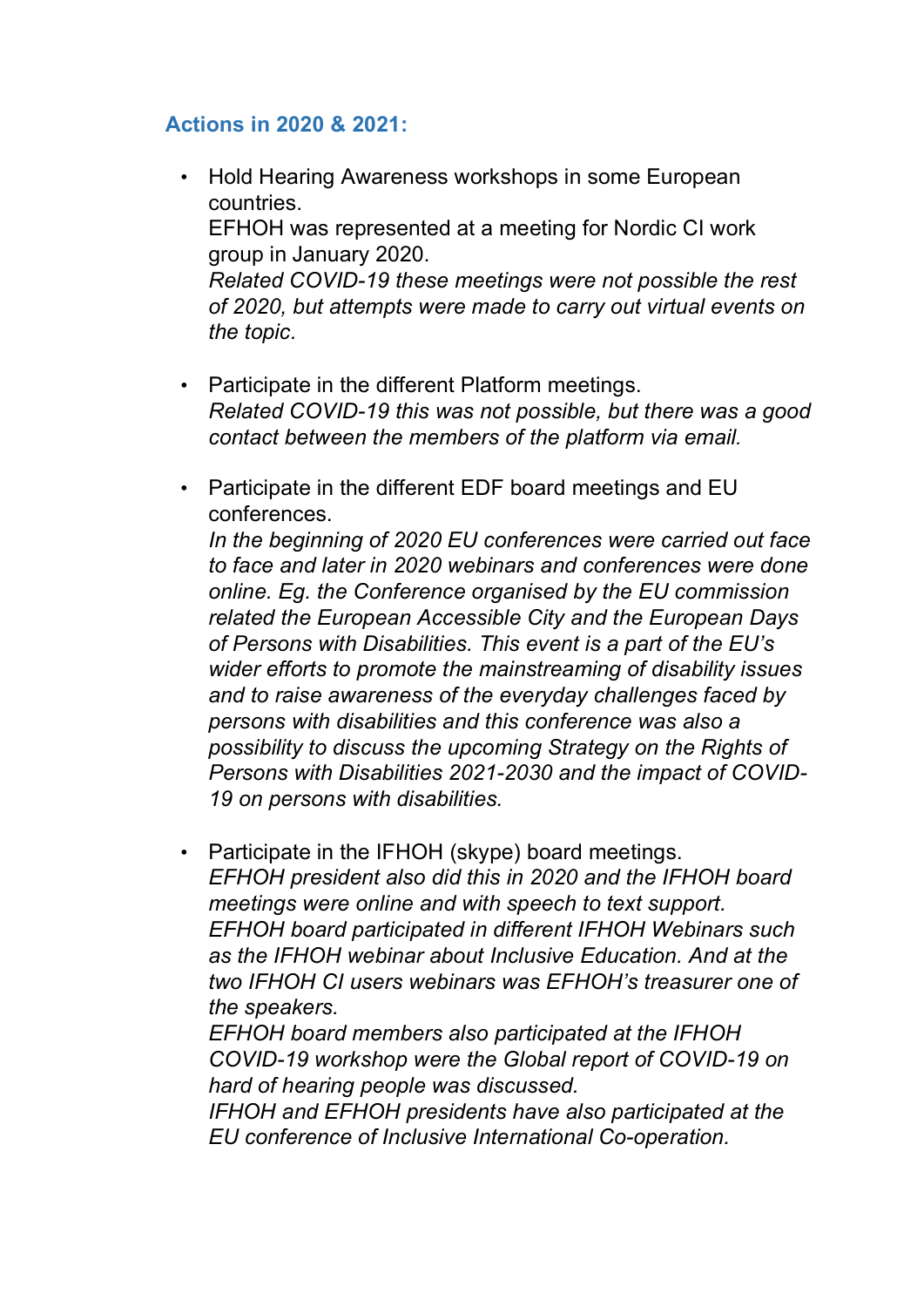### Actions in 2020 & 2021:

- Hold Hearing Awareness workshops in some European countries.
  EFHOH was represented at a meeting for Nordic CI work group in January 2020.
  *Related COVID-19 these meetings were not possible the rest of 2020, but attempts were made to carry out virtual events on the topic.*

- Participate in the different Platform meetings.
  *Related COVID-19 this was not possible, but there was a good contact between the members of the platform via email.*

- Participate in the different EDF board meetings and EU conferences.
  *In the beginning of 2020 EU conferences were carried out face to face and later in 2020 webinars and conferences were done online. Eg. the Conference organised by the EU commission related the European Accessible City and the European Days of Persons with Disabilities. This event is a part of the EU's wider efforts to promote the mainstreaming of disability issues and to raise awareness of the everyday challenges faced by persons with disabilities and this conference was also a possibility to discuss the upcoming Strategy on the Rights of Persons with Disabilities 2021-2030 and the impact of COVID-19 on persons with disabilities.*

- Participate in the IFHOH (skype) board meetings.
  *EFHOH president also did this in 2020 and the IFHOH board meetings were online and with speech to text support.*
  *EFHOH board participated in different IFHOH Webinars such as the IFHOH webinar about Inclusive Education. And at the two IFHOH CI users webinars was EFHOH's treasurer one of the speakers.*
  *EFHOH board members also participated at the IFHOH COVID-19 workshop were the Global report of COVID-19 on hard of hearing people was discussed.*
  *IFHOH and EFHOH presidents have also participated at the EU conference of Inclusive International Co-operation.*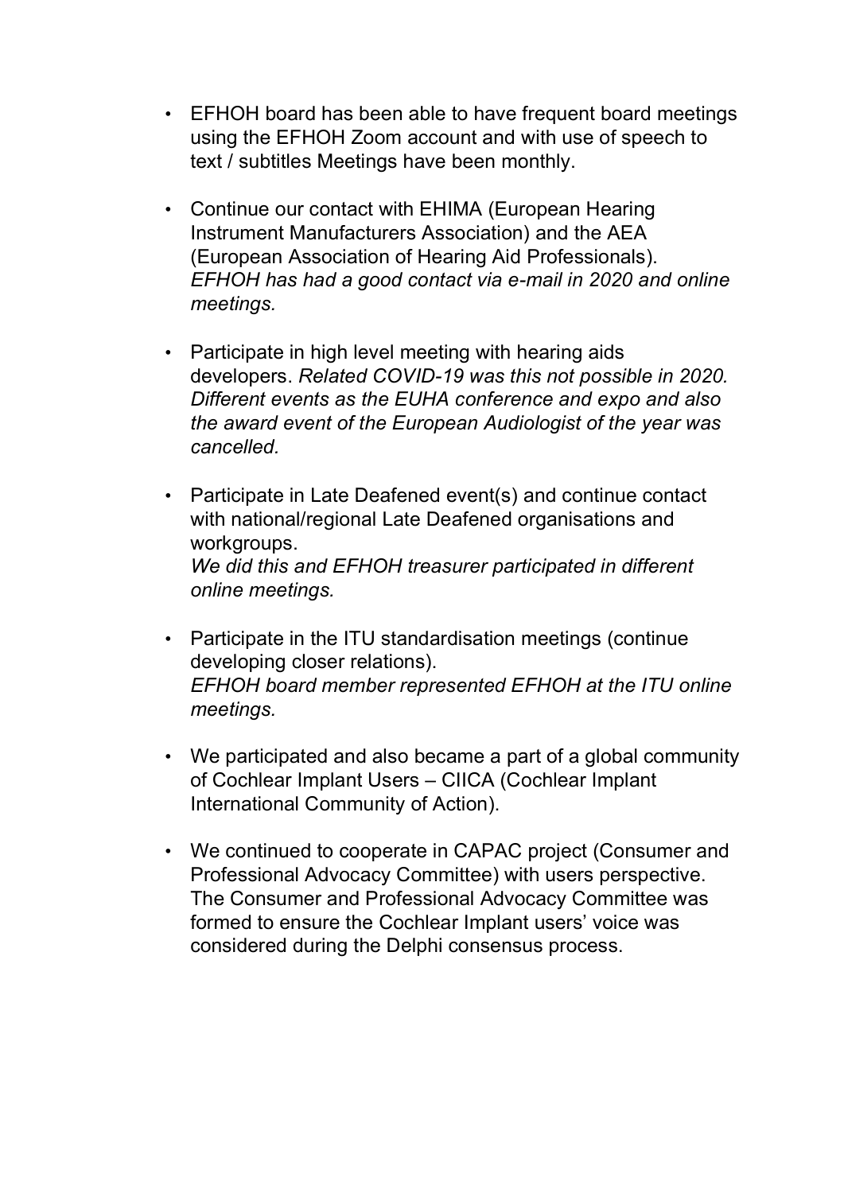- EFHOH board has been able to have frequent board meetings using the EFHOH Zoom account and with use of speech to text / subtitles Meetings have been monthly.

- Continue our contact with EHIMA (European Hearing Instrument Manufacturers Association) and the AEA (European Association of Hearing Aid Professionals). *EFHOH has had a good contact via e-mail in 2020 and online meetings.*

- Participate in high level meeting with hearing aids developers. *Related COVID-19 was this not possible in 2020. Different events as the EUHA conference and expo and also the award event of the European Audiologist of the year was cancelled.*

- Participate in Late Deafened event(s) and continue contact with national/regional Late Deafened organisations and workgroups.
  *We did this and EFHOH treasurer participated in different online meetings.*

- Participate in the ITU standardisation meetings (continue developing closer relations).
  *EFHOH board member represented EFHOH at the ITU online meetings.*

- We participated and also became a part of a global community of Cochlear Implant Users – CIICA (Cochlear Implant International Community of Action).

- We continued to cooperate in CAPAC project (Consumer and Professional Advocacy Committee) with users perspective. The Consumer and Professional Advocacy Committee was formed to ensure the Cochlear Implant users' voice was considered during the Delphi consensus process.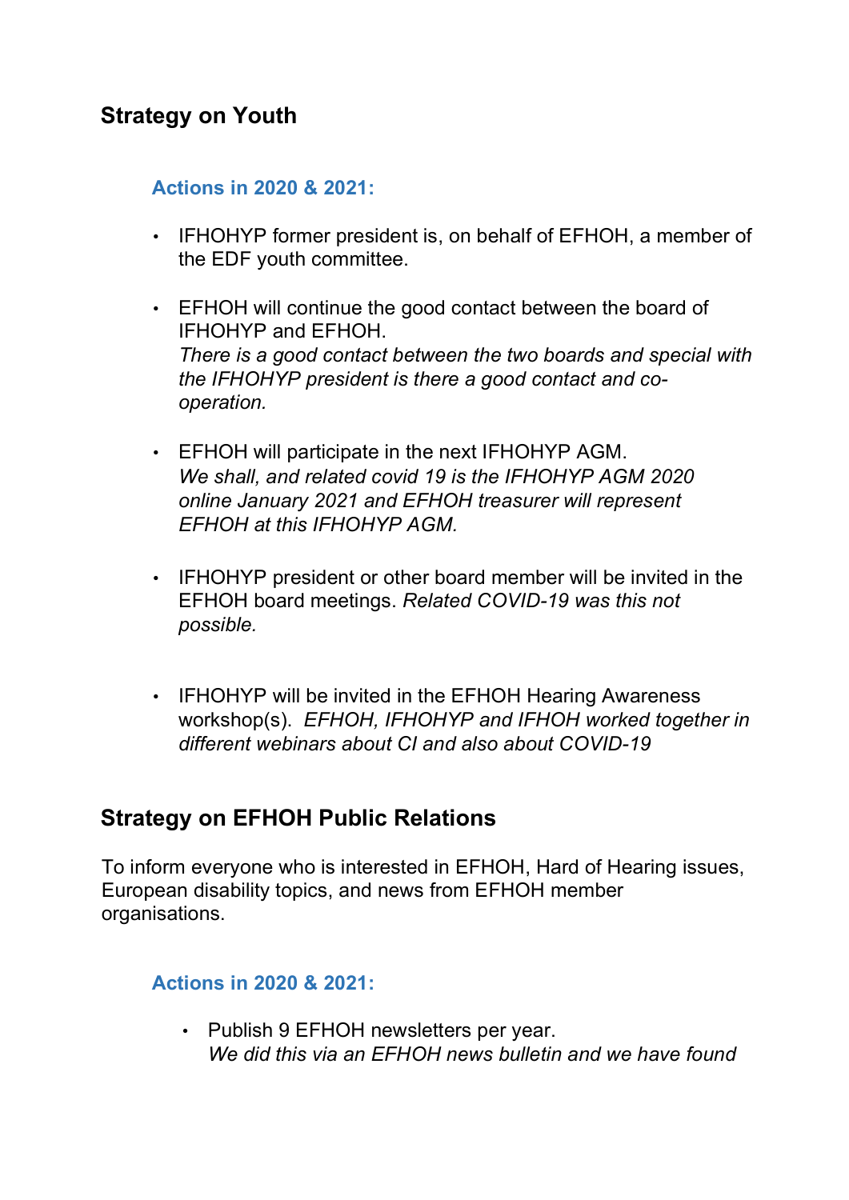## Strategy on Youth

### Actions in 2020 & 2021:

- IFHOHYP former president is, on behalf of EFHOH, a member of the EDF youth committee.
- EFHOH will continue the good contact between the board of IFHOHYP and EFHOH.
  *There is a good contact between the two boards and special with the IFHOHYP president is there a good contact and co-operation.*
- EFHOH will participate in the next IFHOHYP AGM.
  *We shall, and related covid 19 is the IFHOHYP AGM 2020 online January 2021 and EFHOH treasurer will represent EFHOH at this IFHOHYP AGM.*
- IFHOHYP president or other board member will be invited in the EFHOH board meetings. *Related COVID-19 was this not possible.*
- IFHOHYP will be invited in the EFHOH Hearing Awareness workshop(s). *EFHOH, IFHOHYP and IFHOH worked together in different webinars about CI and also about COVID-19*

## Strategy on EFHOH Public Relations

To inform everyone who is interested in EFHOH, Hard of Hearing issues, European disability topics, and news from EFHOH member organisations.

### Actions in 2020 & 2021:

- Publish 9 EFHOH newsletters per year.
  *We did this via an EFHOH news bulletin and we have found*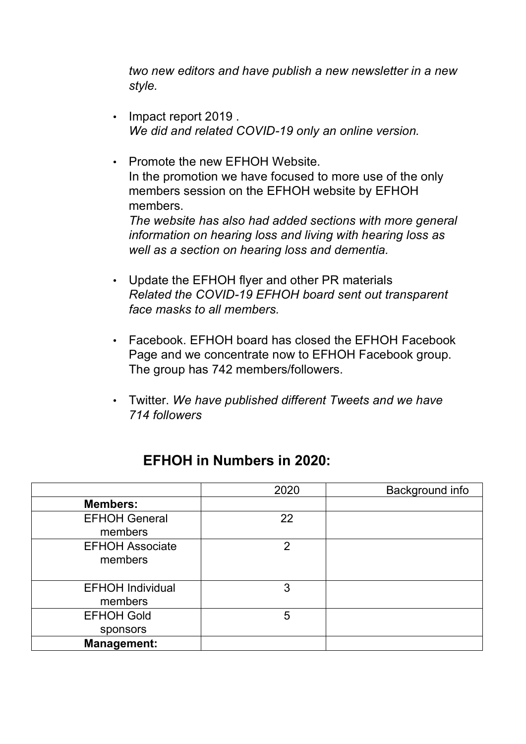*two new editors and have publish a new newsletter in a new style.*

- Impact report 2019 .
  *We did and related COVID-19 only an online version.*

- Promote the new EFHOH Website.
  In the promotion we have focused to more use of the only members session on the EFHOH website by EFHOH members.
  *The website has also had added sections with more general information on hearing loss and living with hearing loss as well as a section on hearing loss and dementia.*

- Update the EFHOH flyer and other PR materials
  *Related the COVID-19 EFHOH board sent out transparent face masks to all members.*

- Facebook. EFHOH board has closed the EFHOH Facebook Page and we concentrate now to EFHOH Facebook group. The group has 742 members/followers.

- Twitter. *We have published different Tweets and we have 714 followers*

## EFHOH in Numbers in 2020:

| | 2020 | Background info |
|---|---|---|
| **Members:** | | |
| EFHOH General members | 22 | |
| EFHOH Associate members | 2 | |
| EFHOH Individual members | 3 | |
| EFHOH Gold sponsors | 5 | |
| **Management:** | | |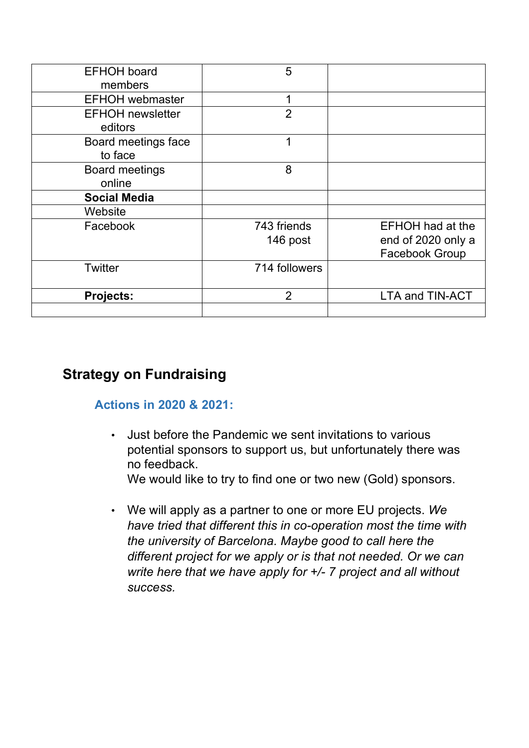| EFHOH board members | 5 | |
|---|---|---|
| EFHOH webmaster | 1 | |
| EFHOH newsletter editors | 2 | |
| Board meetings face to face | 1 | |
| Board meetings online | 8 | |
| **Social Media** | | |
| Website | | |
| Facebook | 743 friends<br>146 post | EFHOH had at the end of 2020 only a Facebook Group |
| Twitter | 714 followers | |
| **Projects:** | 2 | LTA and TIN-ACT |
| | | |

## Strategy on Fundraising

### Actions in 2020 & 2021:

- Just before the Pandemic we sent invitations to various potential sponsors to support us, but unfortunately there was no feedback.
  We would like to try to find one or two new (Gold) sponsors.

- We will apply as a partner to one or more EU projects. *We have tried that different this in co-operation most the time with the university of Barcelona. Maybe good to call here the different project for we apply or is that not needed. Or we can write here that we have apply for +/- 7 project and all without success.*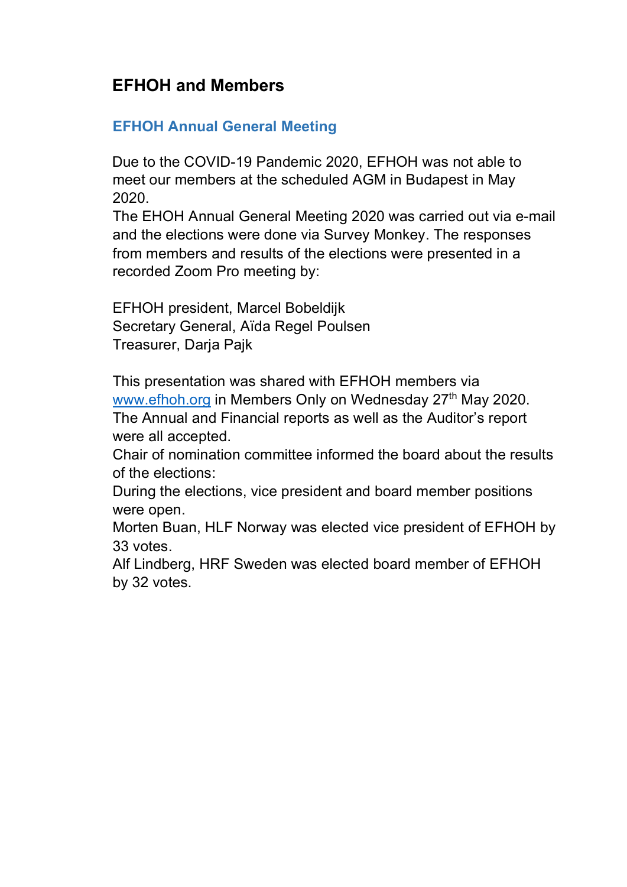## EFHOH and Members

### EFHOH Annual General Meeting

Due to the COVID-19 Pandemic 2020, EFHOH was not able to meet our members at the scheduled AGM in Budapest in May 2020.
The EHOH Annual General Meeting 2020 was carried out via e-mail and the elections were done via Survey Monkey. The responses from members and results of the elections were presented in a recorded Zoom Pro meeting by:

EFHOH president, Marcel Bobeldijk
Secretary General, Aïda Regel Poulsen
Treasurer, Darja Pajk

This presentation was shared with EFHOH members via [www.efhoh.org](http://www.efhoh.org) in Members Only on Wednesday 27th May 2020.
The Annual and Financial reports as well as the Auditor's report were all accepted.
Chair of nomination committee informed the board about the results of the elections:
During the elections, vice president and board member positions were open.
Morten Buan, HLF Norway was elected vice president of EFHOH by 33 votes.
Alf Lindberg, HRF Sweden was elected board member of EFHOH by 32 votes.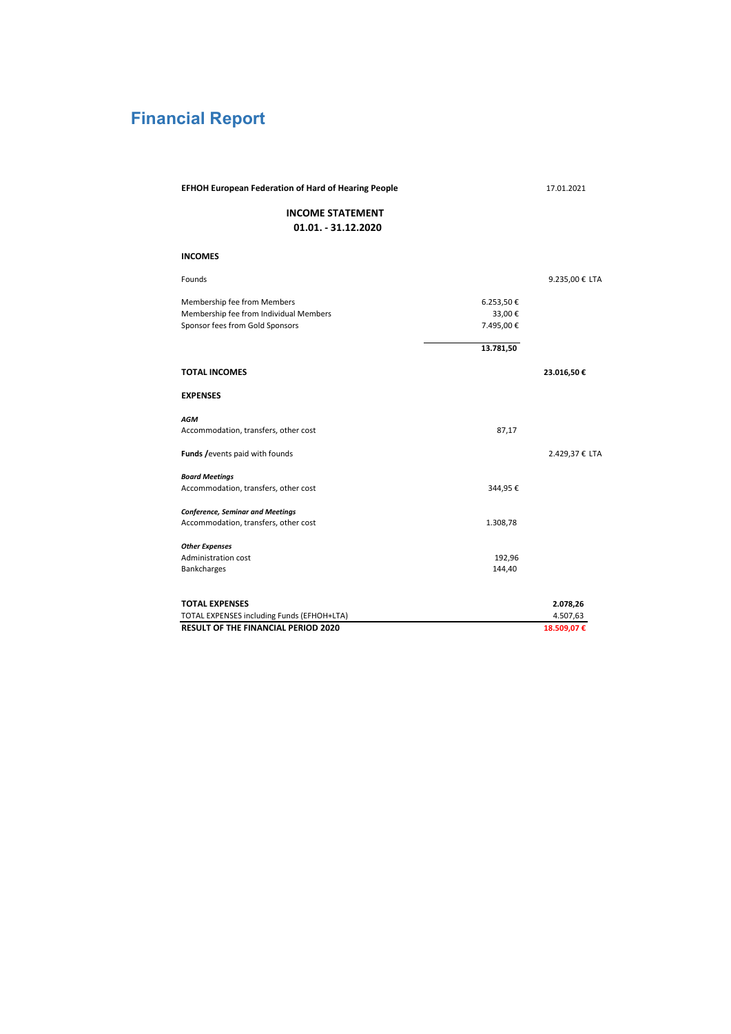# Financial Report

**EFHOH European Federation of Hard of Hearing People** 17.01.2021

**INCOME STATEMENT**
**01.01. - 31.12.2020**

| | | |
|---|---|---|
| **INCOMES** | | |
| Founds | | 9.235,00 € LTA |
| Membership fee from Members | 6.253,50 € | |
| Membership fee from Individual Members | 33,00 € | |
| Sponsor fees from Gold Sponsors | 7.495,00 € | |
| | **13.781,50** | |
| **TOTAL INCOMES** | | **23.016,50 €** |
| **EXPENSES** | | |
| ***AGM*** | | |
| Accommodation, transfers, other cost | 87,17 | |
| **Funds /**events paid with founds | | 2.429,37 € LTA |
| ***Board Meetings*** | | |
| Accommodation, transfers, other cost | 344,95 € | |
| ***Conference, Seminar and Meetings*** | | |
| Accommodation, transfers, other cost | 1.308,78 | |
| ***Other Expenses*** | | |
| Administration cost | 192,96 | |
| Bankcharges | 144,40 | |
| **TOTAL EXPENSES** | | **2.078,26** |
| TOTAL EXPENSES including Funds (EFHOH+LTA) | | 4.507,63 |
| **RESULT OF THE FINANCIAL PERIOD 2020** | | **18.509,07 €** |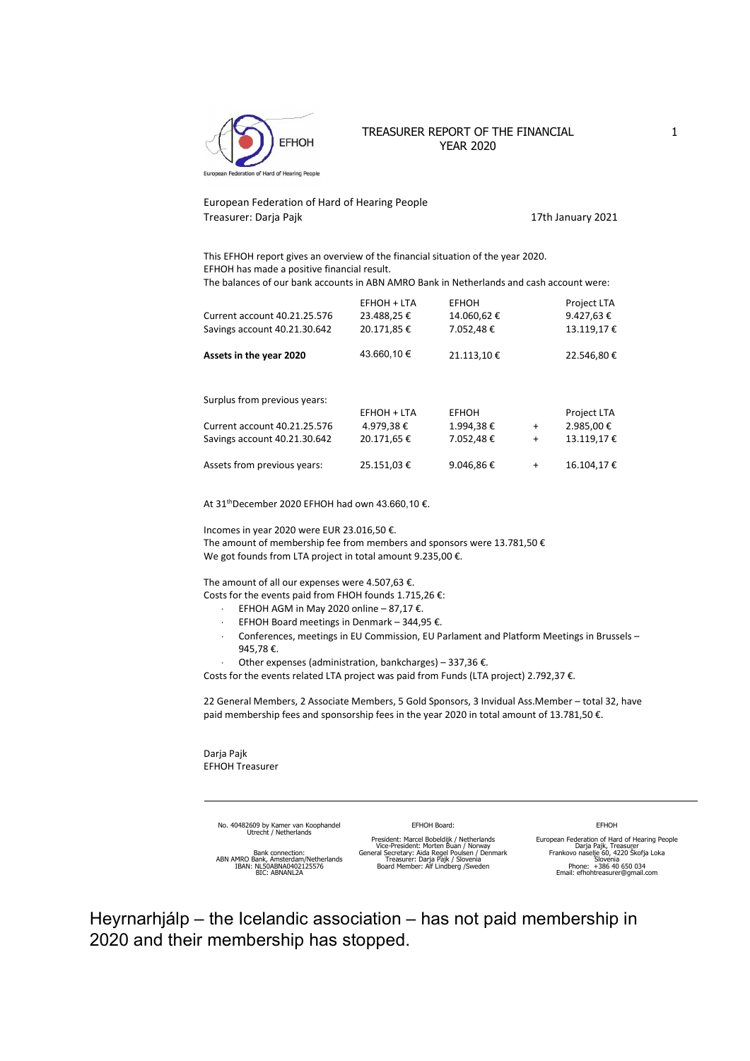# TREASURER REPORT OF THE FINANCIAL YEAR 2020

European Federation of Hard of Hearing People
Treasurer: Darja Pajk

17th January 2021

This EFHOH report gives an overview of the financial situation of the year 2020.
EFHOH has made a positive financial result.
The balances of our bank accounts in ABN AMRO Bank in Netherlands and cash account were:

| | EFHOH + LTA | EFHOH | | Project LTA |
|---|---|---|---|---|
| Current account 40.21.25.576 | 23.488,25 € | 14.060,62 € | | 9.427,63 € |
| Savings account 40.21.30.642 | 20.171,85 € | 7.052,48 € | | 13.119,17 € |
| **Assets in the year 2020** | 43.660,10 € | 21.113,10 € | | 22.546,80 € |

Surplus from previous years:

| | EFHOH + LTA | EFHOH | | Project LTA |
|---|---|---|---|---|
| Current account 40.21.25.576 | 4.979,38 € | 1.994,38 € | + | 2.985,00 € |
| Savings account 40.21.30.642 | 20.171,65 € | 7.052,48 € | + | 13.119,17 € |
| Assets from previous years: | 25.151,03 € | 9.046,86 € | + | 16.104,17 € |

At 31thDecember 2020 EFHOH had own 43.660,10 €.

Incomes in year 2020 were EUR 23.016,50 €.
The amount of membership fee from members and sponsors were 13.781,50 €
We got founds from LTA project in total amount 9.235,00 €.

The amount of all our expenses were 4.507,63 €.
Costs for the events paid from FHOH founds 1.715,26 €:

- EFHOH AGM in May 2020 online – 87,17 €.
- EFHOH Board meetings in Denmark – 344,95 €.
- Conferences, meetings in EU Commission, EU Parlament and Platform Meetings in Brussels – 945,78 €.
- Other expenses (administration, bankcharges) – 337,36 €.

Costs for the events related LTA project was paid from Funds (LTA project) 2.792,37 €.

22 General Members, 2 Associate Members, 5 Gold Sponsors, 3 Invidual Ass.Member – total 32, have paid membership fees and sponsorship fees in the year 2020 in total amount of 13.781,50 €.

Darja Pajk
EFHOH Treasurer

No. 40482609 by Kamer van Koophandel
Utrecht / Netherlands

Bank connection:
ABN AMRO Bank, Amsterdam/Netherlands
IBAN: NL50ABNA0402125576
BIC: ABNANL2A

EFHOH Board:

President: Marcel Bobeldijk / Netherlands
Vice-President: Morten Buan / Norway
General Secretary: Aida Regel Poulsen / Denmark
Treasurer: Darja Pajk / Slovenia
Board Member: Alf Lindberg /Sweden

EFHOH

European Federation of Hard of Hearing People
Darja Pajk, Treasurer
Frankovo naselje 60, 4220 Škofja Loka
Slovenia
Phone: +386 40 650 034
Email: efhohtreasurer@gmail.com

Heyrnarhjálp – the Icelandic association – has not paid membership in 2020 and their membership has stopped.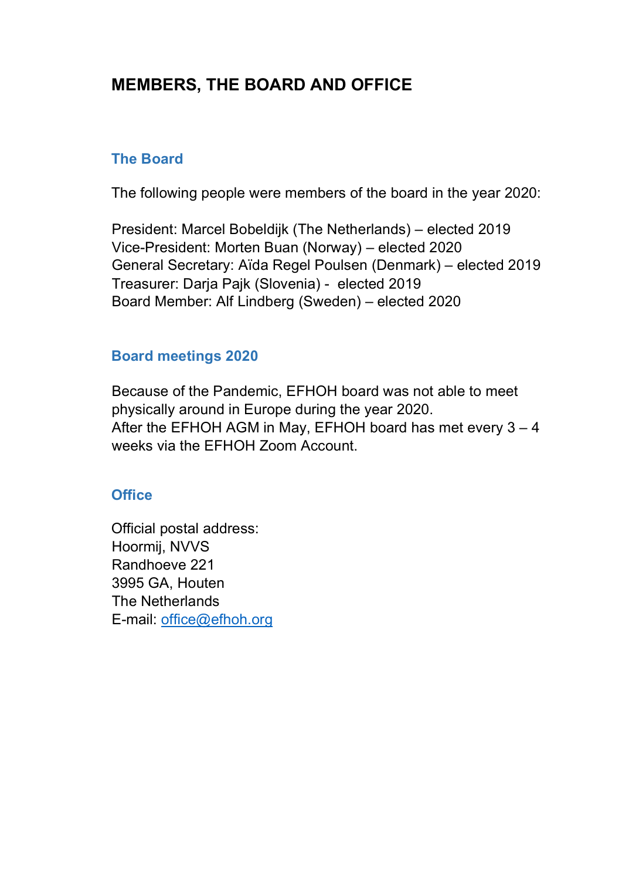# MEMBERS, THE BOARD AND OFFICE

## The Board

The following people were members of the board in the year 2020:

President: Marcel Bobeldijk (The Netherlands) – elected 2019
Vice-President: Morten Buan (Norway) – elected 2020
General Secretary: Aïda Regel Poulsen (Denmark) – elected 2019
Treasurer: Darja Pajk (Slovenia) - elected 2019
Board Member: Alf Lindberg (Sweden) – elected 2020

## Board meetings 2020

Because of the Pandemic, EFHOH board was not able to meet physically around in Europe during the year 2020.
After the EFHOH AGM in May, EFHOH board has met every 3 – 4 weeks via the EFHOH Zoom Account.

## Office

Official postal address:
Hoormij, NVVS
Randhoeve 221
3995 GA, Houten
The Netherlands
E-mail: office@efhoh.org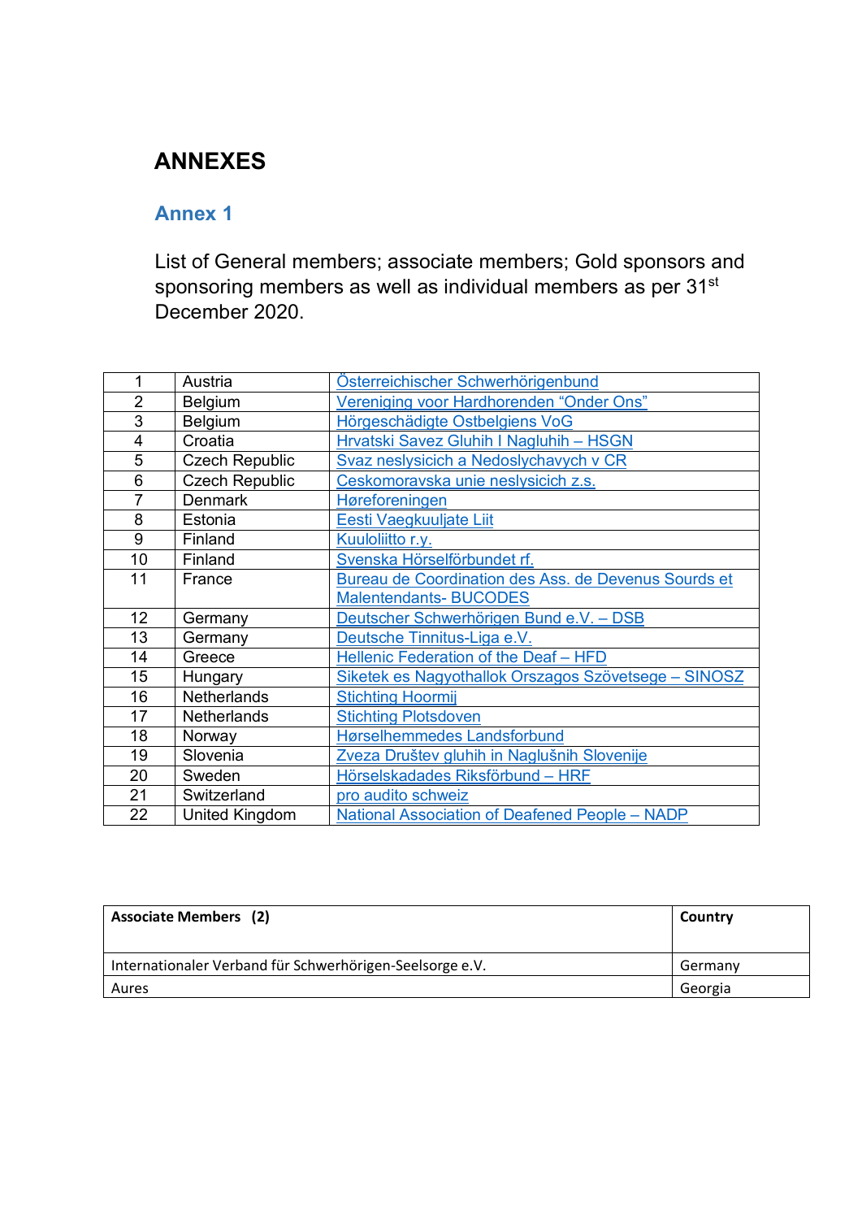# ANNEXES

## Annex 1

List of General members; associate members; Gold sponsors and sponsoring members as well as individual members as per 31st December 2020.

| | | |
|---|---|---|
| 1 | Austria | Österreichischer Schwerhörigenbund |
| 2 | Belgium | Vereniging voor Hardhorenden “Onder Ons” |
| 3 | Belgium | Hörgeschädigte Ostbelgiens VoG |
| 4 | Croatia | Hrvatski Savez Gluhih I Nagluhih – HSGN |
| 5 | Czech Republic | Svaz neslysicich a Nedoslychavych v CR |
| 6 | Czech Republic | Ceskomoravska unie neslysicich z.s. |
| 7 | Denmark | Høreforeningen |
| 8 | Estonia | Eesti Vaegkuuljate Liit |
| 9 | Finland | Kuuloliitto r.y. |
| 10 | Finland | Svenska Hörselförbundet rf. |
| 11 | France | Bureau de Coordination des Ass. de Devenus Sourds et Malentendants- BUCODES |
| 12 | Germany | Deutscher Schwerhörigen Bund e.V. – DSB |
| 13 | Germany | Deutsche Tinnitus-Liga e.V. |
| 14 | Greece | Hellenic Federation of the Deaf – HFD |
| 15 | Hungary | Siketek es Nagyothallok Orszagos Szövetsege – SINOSZ |
| 16 | Netherlands | Stichting Hoormij |
| 17 | Netherlands | Stichting Plotsdoven |
| 18 | Norway | Hørselhemmedes Landsforbund |
| 19 | Slovenia | Zveza Društev gluhih in Naglušnih Slovenije |
| 20 | Sweden | Hörselskadades Riksförbund – HRF |
| 21 | Switzerland | pro audito schweiz |
| 22 | United Kingdom | National Association of Deafened People – NADP |

| **Associate Members (2)** | **Country** |
|---|---|
| Internationaler Verband für Schwerhörigen-Seelsorge e.V. | Germany |
| Aures | Georgia |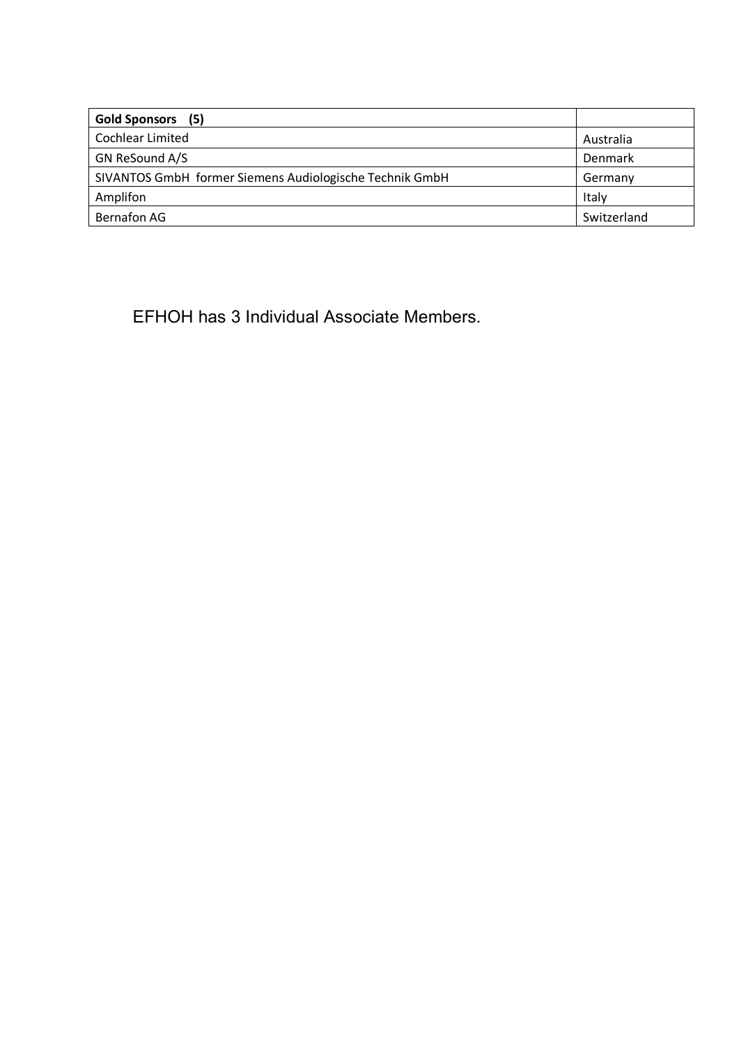| **Gold Sponsors (5)** | |
| --- | --- |
| Cochlear Limited | Australia |
| GN ReSound A/S | Denmark |
| SIVANTOS GmbH former Siemens Audiologische Technik GmbH | Germany |
| Amplifon | Italy |
| Bernafon AG | Switzerland |

EFHOH has 3 Individual Associate Members.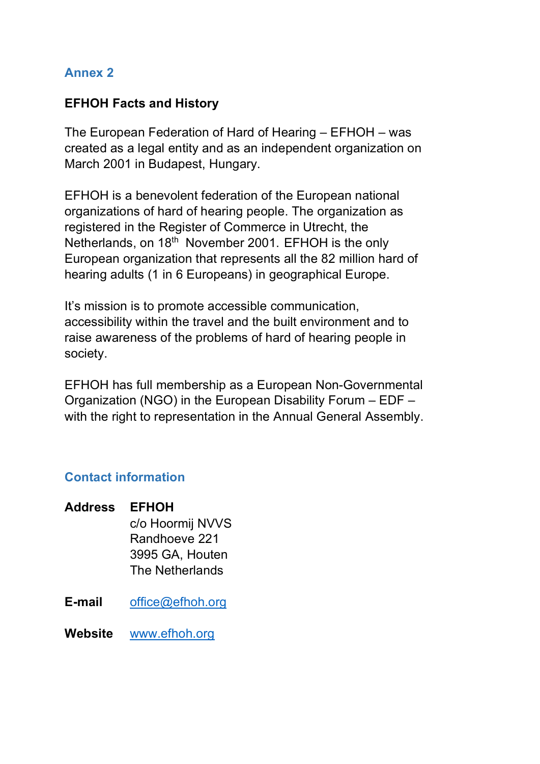## Annex 2

**EFHOH Facts and History**

The European Federation of Hard of Hearing – EFHOH – was created as a legal entity and as an independent organization on March 2001 in Budapest, Hungary.

EFHOH is a benevolent federation of the European national organizations of hard of hearing people. The organization as registered in the Register of Commerce in Utrecht, the Netherlands, on 18th November 2001. EFHOH is the only European organization that represents all the 82 million hard of hearing adults (1 in 6 Europeans) in geographical Europe.

It's mission is to promote accessible communication, accessibility within the travel and the built environment and to raise awareness of the problems of hard of hearing people in society.

EFHOH has full membership as a European Non-Governmental Organization (NGO) in the European Disability Forum – EDF – with the right to representation in the Annual General Assembly.

## Contact information

**Address** **EFHOH**
c/o Hoormij NVVS
Randhoeve 221
3995 GA, Houten
The Netherlands

**E-mail** office@efhoh.org

**Website** www.efhoh.org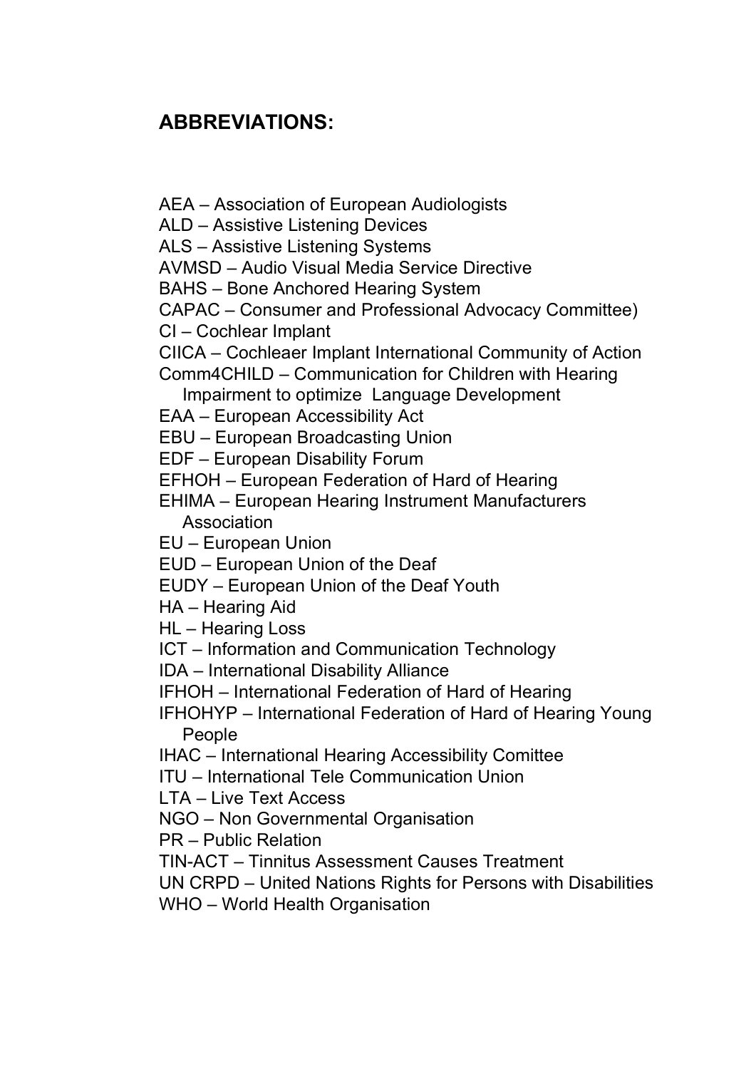## ABBREVIATIONS:

AEA – Association of European Audiologists
ALD – Assistive Listening Devices
ALS – Assistive Listening Systems
AVMSD – Audio Visual Media Service Directive
BAHS – Bone Anchored Hearing System
CAPAC – Consumer and Professional Advocacy Committee)
CI – Cochlear Implant
CIICA – Cochleaer Implant International Community of Action
Comm4CHILD – Communication for Children with Hearing Impairment to optimize Language Development
EAA – European Accessibility Act
EBU – European Broadcasting Union
EDF – European Disability Forum
EFHOH – European Federation of Hard of Hearing
EHIMA – European Hearing Instrument Manufacturers Association
EU – European Union
EUD – European Union of the Deaf
EUDY – European Union of the Deaf Youth
HA – Hearing Aid
HL – Hearing Loss
ICT – Information and Communication Technology
IDA – International Disability Alliance
IFHOH – International Federation of Hard of Hearing
IFHOHYP – International Federation of Hard of Hearing Young People
IHAC – International Hearing Accessibility Comittee
ITU – International Tele Communication Union
LTA – Live Text Access
NGO – Non Governmental Organisation
PR – Public Relation
TIN-ACT – Tinnitus Assessment Causes Treatment
UN CRPD – United Nations Rights for Persons with Disabilities
WHO – World Health Organisation